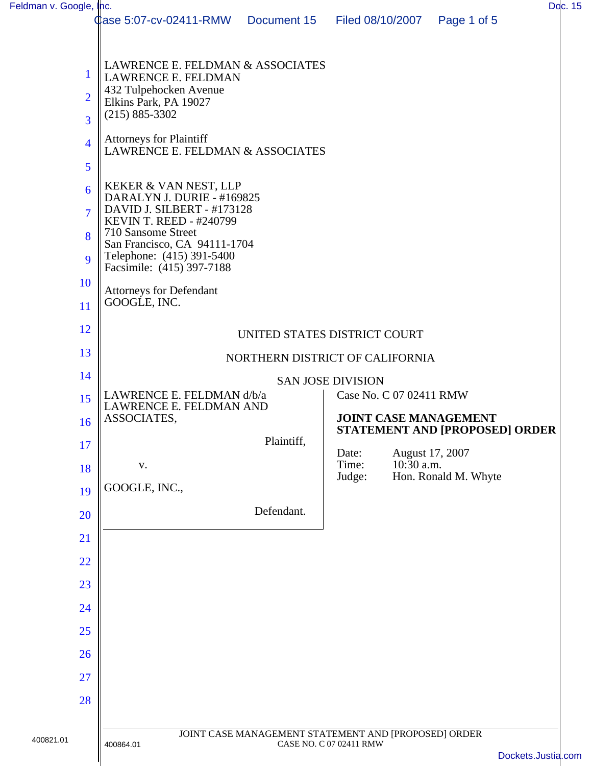LAWRENCE E. FELDMAN & ASSOCIATES
LAWRENCE E. FELDMAN
432 Tulpehocken Avenue
Elkins Park, PA 19027
(215) 885-3302

Attorneys for Plaintiff
LAWRENCE E. FELDMAN & ASSOCIATES

KEKER & VAN NEST, LLP
DARALYN J. DURIE - #169825
DAVID J. SILBERT - #173128
KEVIN T. REED - #240799
710 Sansome Street
San Francisco, CA 94111-1704
Telephone: (415) 391-5400
Facsimile: (415) 397-7188

Attorneys for Defendant
GOOGLE, INC.

UNITED STATES DISTRICT COURT

NORTHERN DISTRICT OF CALIFORNIA

SAN JOSE DIVISION

LAWRENCE E. FELDMAN d/b/a LAWRENCE E. FELDMAN AND ASSOCIATES,

Plaintiff,

v.

GOOGLE, INC.,

Defendant.

Case No. C 07 02411 RMW

**JOINT CASE MANAGEMENT STATEMENT AND [PROPOSED] ORDER**

Date: August 17, 2007
Time: 10:30 a.m.
Judge: Hon. Ronald M. Whyte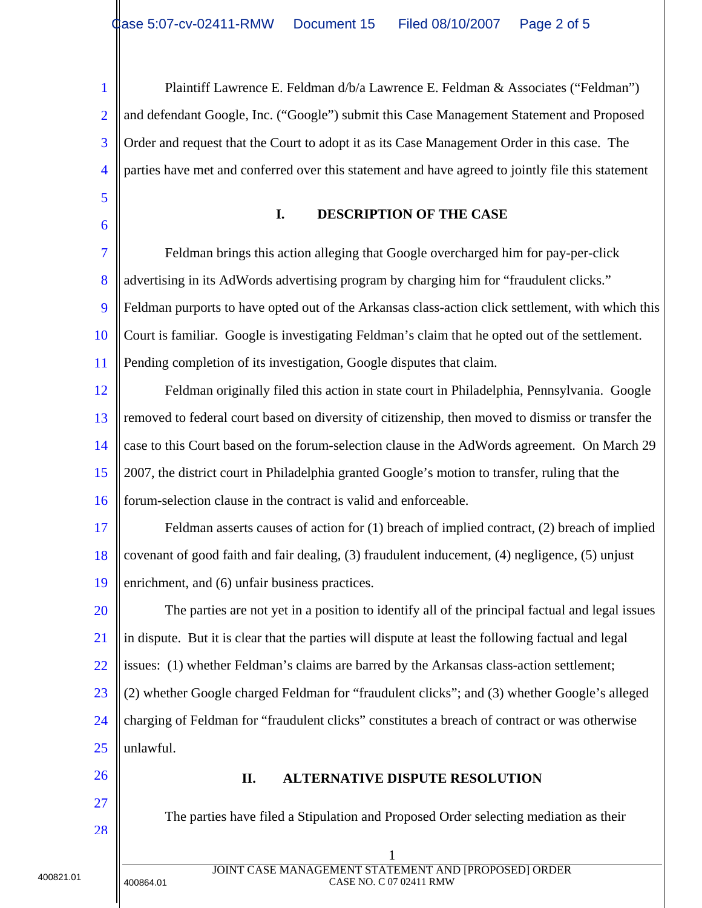Plaintiff Lawrence E. Feldman d/b/a Lawrence E. Feldman & Associates ("Feldman") and defendant Google, Inc. ("Google") submit this Case Management Statement and Proposed Order and request that the Court to adopt it as its Case Management Order in this case. The parties have met and conferred over this statement and have agreed to jointly file this statement

## I. DESCRIPTION OF THE CASE

Feldman brings this action alleging that Google overcharged him for pay-per-click advertising in its AdWords advertising program by charging him for "fraudulent clicks." Feldman purports to have opted out of the Arkansas class-action click settlement, with which this Court is familiar. Google is investigating Feldman's claim that he opted out of the settlement. Pending completion of its investigation, Google disputes that claim.

Feldman originally filed this action in state court in Philadelphia, Pennsylvania. Google removed to federal court based on diversity of citizenship, then moved to dismiss or transfer the case to this Court based on the forum-selection clause in the AdWords agreement. On March 29 2007, the district court in Philadelphia granted Google's motion to transfer, ruling that the forum-selection clause in the contract is valid and enforceable.

Feldman asserts causes of action for (1) breach of implied contract, (2) breach of implied covenant of good faith and fair dealing, (3) fraudulent inducement, (4) negligence, (5) unjust enrichment, and (6) unfair business practices.

The parties are not yet in a position to identify all of the principal factual and legal issues in dispute. But it is clear that the parties will dispute at least the following factual and legal issues: (1) whether Feldman's claims are barred by the Arkansas class-action settlement; (2) whether Google charged Feldman for "fraudulent clicks"; and (3) whether Google's alleged charging of Feldman for "fraudulent clicks" constitutes a breach of contract or was otherwise unlawful.

## II. ALTERNATIVE DISPUTE RESOLUTION

The parties have filed a Stipulation and Proposed Order selecting mediation as their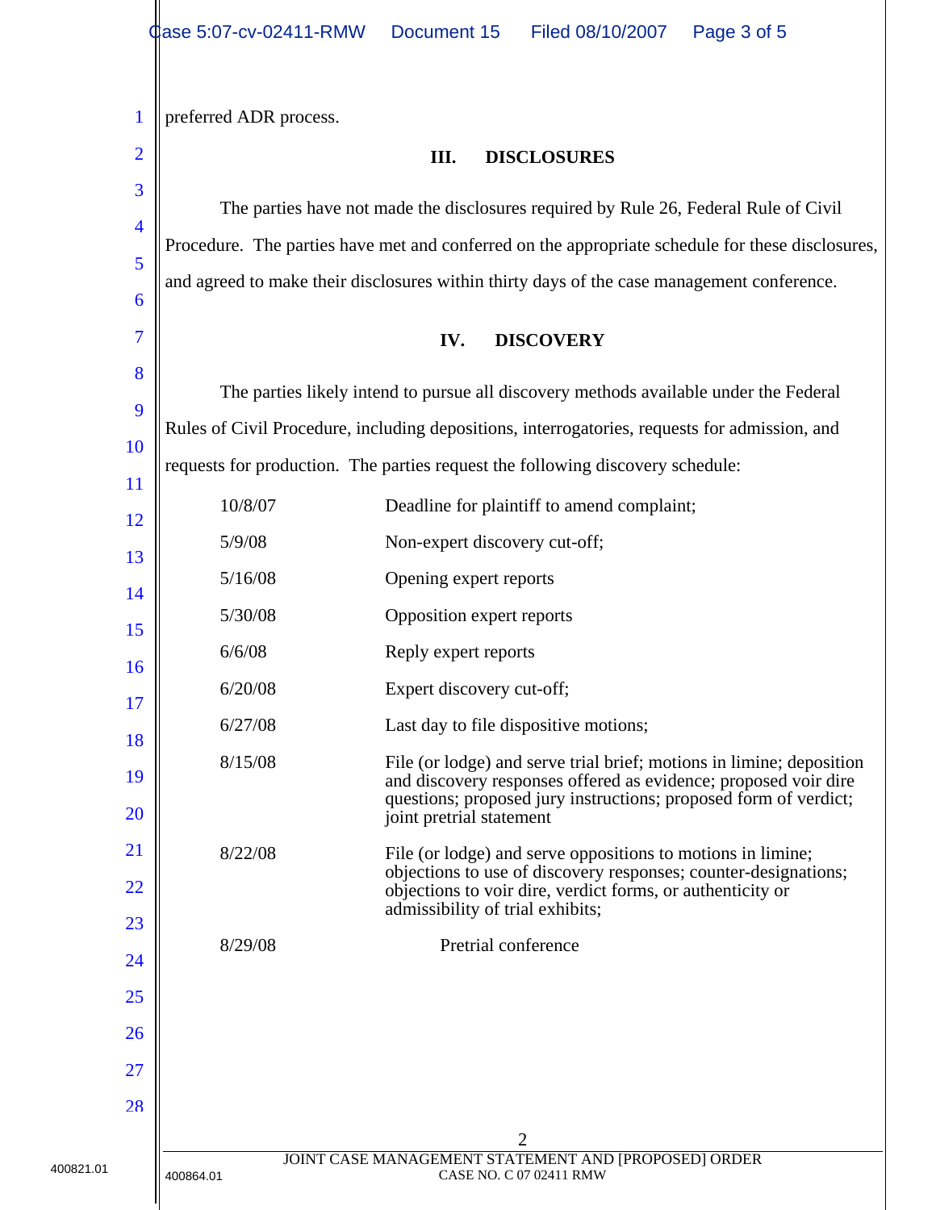preferred ADR process.

## III. DISCLOSURES

The parties have not made the disclosures required by Rule 26, Federal Rule of Civil Procedure. The parties have met and conferred on the appropriate schedule for these disclosures, and agreed to make their disclosures within thirty days of the case management conference.

## IV. DISCOVERY

The parties likely intend to pursue all discovery methods available under the Federal Rules of Civil Procedure, including depositions, interrogatories, requests for admission, and requests for production. The parties request the following discovery schedule:

| | |
|---|---|
| 10/8/07 | Deadline for plaintiff to amend complaint; |
| 5/9/08 | Non-expert discovery cut-off; |
| 5/16/08 | Opening expert reports |
| 5/30/08 | Opposition expert reports |
| 6/6/08 | Reply expert reports |
| 6/20/08 | Expert discovery cut-off; |
| 6/27/08 | Last day to file dispositive motions; |
| 8/15/08 | File (or lodge) and serve trial brief; motions in limine; deposition and discovery responses offered as evidence; proposed voir dire questions; proposed jury instructions; proposed form of verdict; joint pretrial statement |
| 8/22/08 | File (or lodge) and serve oppositions to motions in limine; objections to use of discovery responses; counter-designations; objections to voir dire, verdict forms, or authenticity or admissibility of trial exhibits; |
| 8/29/08 | Pretrial conference |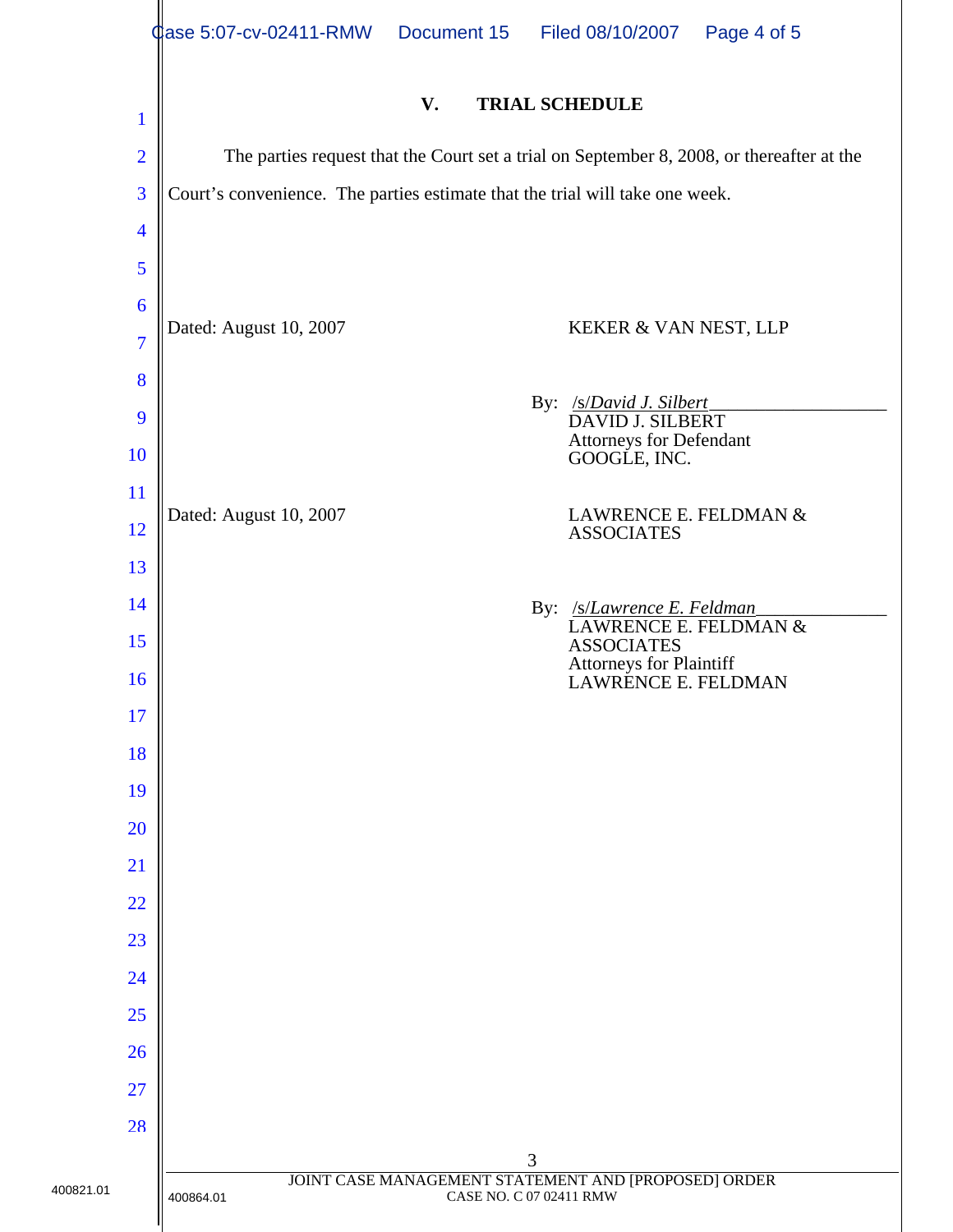## V. TRIAL SCHEDULE

The parties request that the Court set a trial on September 8, 2008, or thereafter at the Court's convenience. The parties estimate that the trial will take one week.

Dated: August 10, 2007

KEKER & VAN NEST, LLP

By: /s/*David J. Silbert*
DAVID J. SILBERT
Attorneys for Defendant
GOOGLE, INC.

Dated: August 10, 2007

LAWRENCE E. FELDMAN & ASSOCIATES

By: /s/*Lawrence E. Feldman*
LAWRENCE E. FELDMAN & ASSOCIATES
Attorneys for Plaintiff
LAWRENCE E. FELDMAN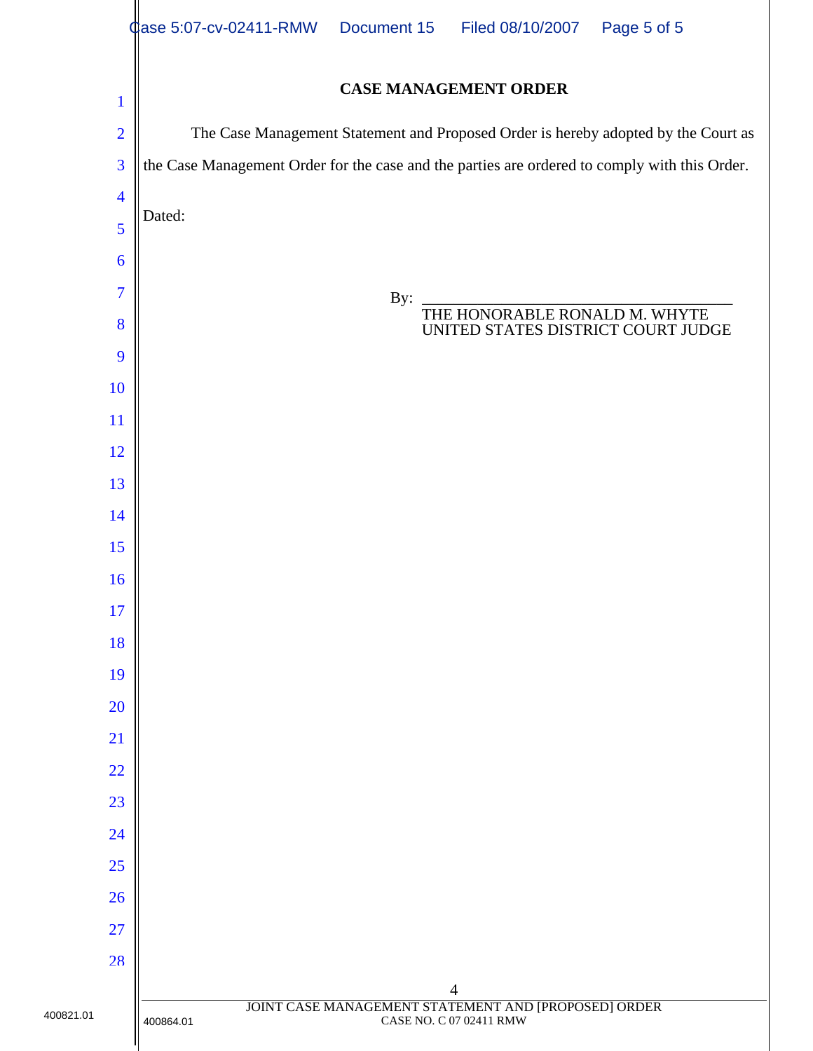**CASE MANAGEMENT ORDER**

The Case Management Statement and Proposed Order is hereby adopted by the Court as the Case Management Order for the case and the parties are ordered to comply with this Order.

Dated:

By: ______________________________________
THE HONORABLE RONALD M. WHYTE
UNITED STATES DISTRICT COURT JUDGE